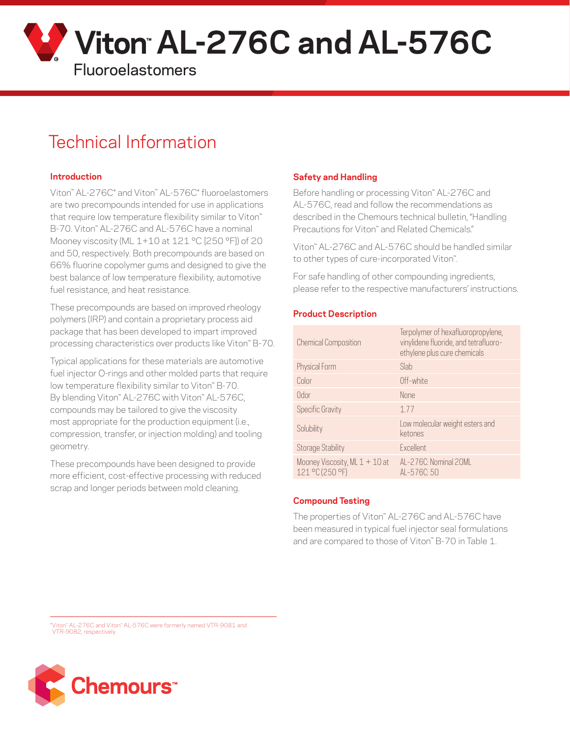# Viton™ AL-276C and AL-576C

Fluoroelastomers

## Technical Information

### Introduction

Viton™ AL-276C* and Viton™ AL-576C* fluoroelastomers are two precompounds intended for use in applications that require low temperature flexibility similar to Viton™ B-70. Viton™ AL-276C and AL-576C have a nominal Mooney viscosity (ML 1+10 at 121 °C [250 °F]) of 20 and 50, respectively. Both precompounds are based on 66% fluorine copolymer gums and designed to give the best balance of low temperature flexibility, automotive fuel resistance, and heat resistance.

These precompounds are based on improved rheology polymers (IRP) and contain a proprietary process aid package that has been developed to impart improved processing characteristics over products like Viton™ B-70.

Typical applications for these materials are automotive fuel injector O-rings and other molded parts that require low temperature flexibility similar to Viton™ B-70. By blending Viton™ AL-276C with Viton™ AL-576C, compounds may be tailored to give the viscosity most appropriate for the production equipment (i.e., compression, transfer, or injection molding) and tooling geometry.

These precompounds have been designed to provide more efficient, cost-effective processing with reduced scrap and longer periods between mold cleaning.

### Safety and Handling

Before handling or processing Viton™ AL-276C and AL-576C, read and follow the recommendations as described in the Chemours technical bulletin, "Handling Precautions for Viton™ and Related Chemicals."

Viton™ AL-276C and AL-576C should be handled similar to other types of cure-incorporated Viton™.

For safe handling of other compounding ingredients, please refer to the respective manufacturers' instructions.

### Product Description

| | |
|---|---|
| Chemical Composition | Terpolymer of hexafluoropropylene, vinylidene fluoride, and tetrafluoro-ethylene plus cure chemicals |
| Physical Form | Slab |
| Color | Off-white |
| Odor | None |
| Specific Gravity | 1.77 |
| Solubility | Low molecular weight esters and ketones |
| Storage Stability | Excellent |
| Mooney Viscosity, ML 1 + 10 at 121 °C (250 °F) | AL-276C: Nominal 20ML<br>AL-576C: 50 |

### Compound Testing

The properties of Viton™ AL-276C and AL-576C have been measured in typical fuel injector seal formulations and are compared to those of Viton™ B-70 in Table 1.

*Viton™ AL-276C and Viton™ AL-576C were formerly named VTR-9081 and VTR-9082, respectively.

Chemours™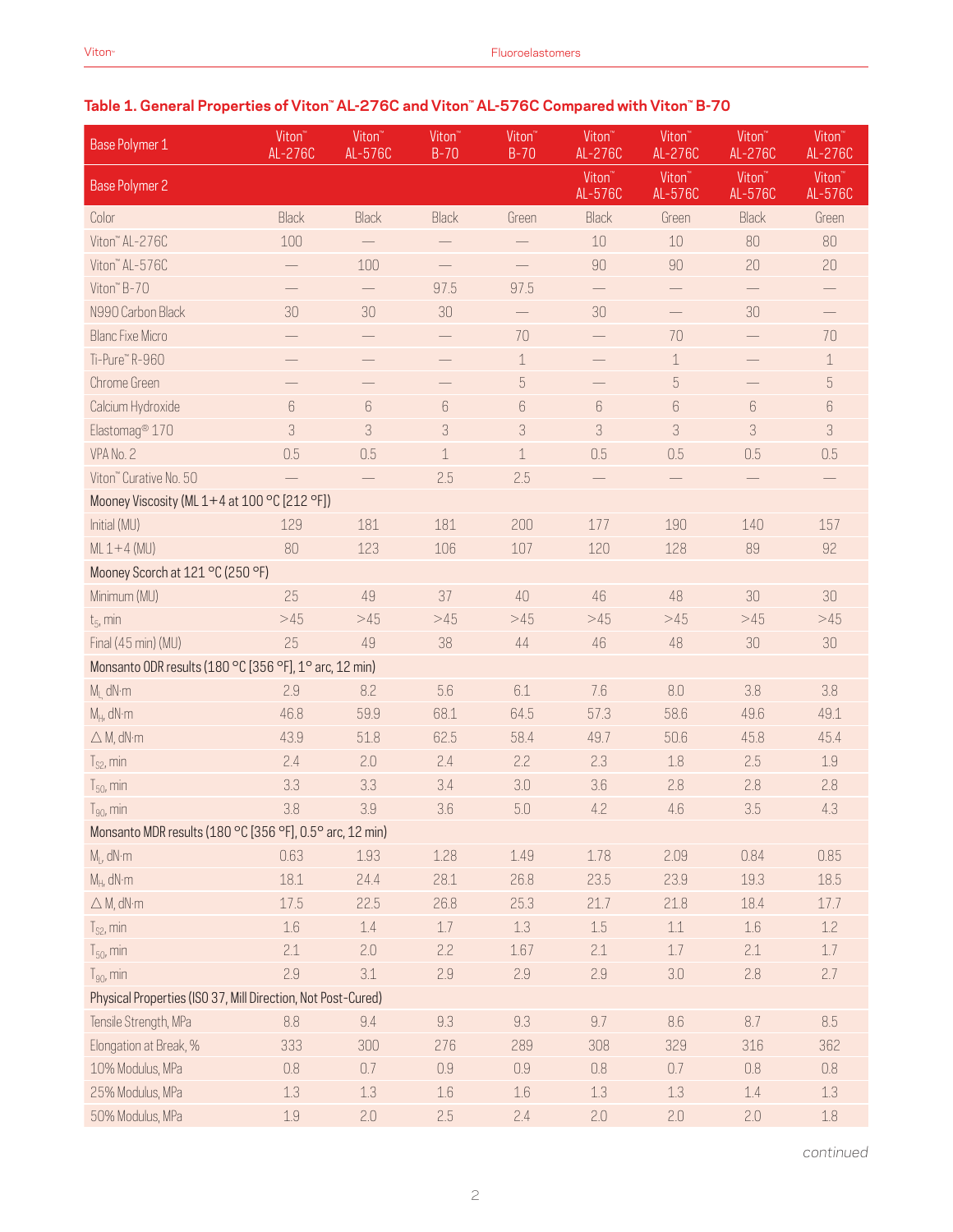### Table 1. General Properties of Viton™ AL-276C and Viton™ AL-576C Compared with Viton™ B-70

| Base Polymer 1 | Viton™ AL-276C | Viton™ AL-576C | Viton™ B-70 | Viton™ B-70 | Viton™ AL-276C | Viton™ AL-276C | Viton™ AL-276C | Viton™ AL-276C |
|---|---|---|---|---|---|---|---|---|
| Base Polymer 2 | | | | | Viton™ AL-576C | Viton™ AL-576C | Viton™ AL-576C | Viton™ AL-576C |
| Color | Black | Black | Black | Green | Black | Green | Black | Green |
| Viton™ AL-276C | 100 | — | — | — | 10 | 10 | 80 | 80 |
| Viton™ AL-576C | — | 100 | — | — | 90 | 90 | 20 | 20 |
| Viton™ B-70 | — | — | 97.5 | 97.5 | — | — | — | — |
| N990 Carbon Black | 30 | 30 | 30 | — | 30 | — | 30 | — |
| Blanc Fixe Micro | — | — | — | 70 | — | 70 | — | 70 |
| Ti-Pure™ R-960 | — | — | — | 1 | — | 1 | — | 1 |
| Chrome Green | — | — | — | 5 | — | 5 | — | 5 |
| Calcium Hydroxide | 6 | 6 | 6 | 6 | 6 | 6 | 6 | 6 |
| Elastomag® 170 | 3 | 3 | 3 | 3 | 3 | 3 | 3 | 3 |
| VPA No. 2 | 0.5 | 0.5 | 1 | 1 | 0.5 | 0.5 | 0.5 | 0.5 |
| Viton™ Curative No. 50 | — | — | 2.5 | 2.5 | — | — | — | — |
| Mooney Viscosity (ML 1+4 at 100 °C [212 °F]) | | | | | | | | |
| Initial (MU) | 129 | 181 | 181 | 200 | 177 | 190 | 140 | 157 |
| ML 1+4 (MU) | 80 | 123 | 106 | 107 | 120 | 128 | 89 | 92 |
| Mooney Scorch at 121 °C (250 °F) | | | | | | | | |
| Minimum (MU) | 25 | 49 | 37 | 40 | 46 | 48 | 30 | 30 |
| $t_5$, min | >45 | >45 | >45 | >45 | >45 | >45 | >45 | >45 |
| Final (45 min) (MU) | 25 | 49 | 38 | 44 | 46 | 48 | 30 | 30 |
| Monsanto ODR results (180 °C [356 °F], 1° arc, 12 min) | | | | | | | | |
| $M_L$, dN·m | 2.9 | 8.2 | 5.6 | 6.1 | 7.6 | 8.0 | 3.8 | 3.8 |
| $M_H$, dN·m | 46.8 | 59.9 | 68.1 | 64.5 | 57.3 | 58.6 | 49.6 | 49.1 |
| △ M, dN·m | 43.9 | 51.8 | 62.5 | 58.4 | 49.7 | 50.6 | 45.8 | 45.4 |
| $T_{S2}$, min | 2.4 | 2.0 | 2.4 | 2.2 | 2.3 | 1.8 | 2.5 | 1.9 |
| $T_{50}$, min | 3.3 | 3.3 | 3.4 | 3.0 | 3.6 | 2.8 | 2.8 | 2.8 |
| $T_{90}$, min | 3.8 | 3.9 | 3.6 | 5.0 | 4.2 | 4.6 | 3.5 | 4.3 |
| Monsanto MDR results (180 °C [356 °F], 0.5° arc, 12 min) | | | | | | | | |
| $M_L$, dN·m | 0.63 | 1.93 | 1.28 | 1.49 | 1.78 | 2.09 | 0.84 | 0.85 |
| $M_H$, dN·m | 18.1 | 24.4 | 28.1 | 26.8 | 23.5 | 23.9 | 19.3 | 18.5 |
| △ M, dN·m | 17.5 | 22.5 | 26.8 | 25.3 | 21.7 | 21.8 | 18.4 | 17.7 |
| $T_{S2}$, min | 1.6 | 1.4 | 1.7 | 1.3 | 1.5 | 1.1 | 1.6 | 1.2 |
| $T_{50}$, min | 2.1 | 2.0 | 2.2 | 1.67 | 2.1 | 1.7 | 2.1 | 1.7 |
| $T_{90}$, min | 2.9 | 3.1 | 2.9 | 2.9 | 2.9 | 3.0 | 2.8 | 2.7 |
| Physical Properties (ISO 37, Mill Direction, Not Post-Cured) | | | | | | | | |
| Tensile Strength, MPa | 8.8 | 9.4 | 9.3 | 9.3 | 9.7 | 8.6 | 8.7 | 8.5 |
| Elongation at Break, % | 333 | 300 | 276 | 289 | 308 | 329 | 316 | 362 |
| 10% Modulus, MPa | 0.8 | 0.7 | 0.9 | 0.9 | 0.8 | 0.7 | 0.8 | 0.8 |
| 25% Modulus, MPa | 1.3 | 1.3 | 1.6 | 1.6 | 1.3 | 1.3 | 1.4 | 1.3 |
| 50% Modulus, MPa | 1.9 | 2.0 | 2.5 | 2.4 | 2.0 | 2.0 | 2.0 | 1.8 |

*continued*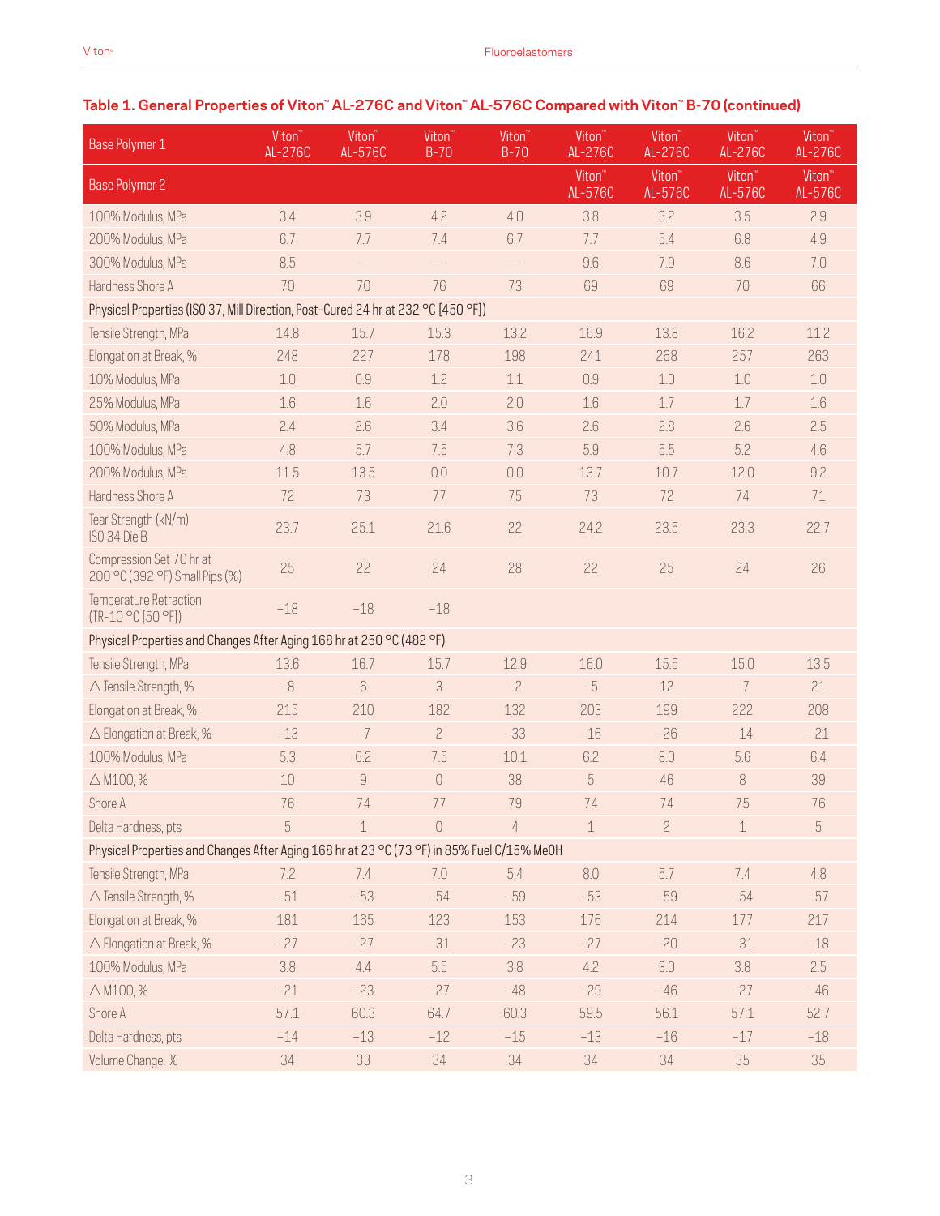## Table 1. General Properties of Viton™ AL-276C and Viton™ AL-576C Compared with Viton™ B-70 (continued)

| Base Polymer 1 | Viton™ AL-276C | Viton™ AL-576C | Viton™ B-70 | Viton™ B-70 | Viton™ AL-276C | Viton™ AL-276C | Viton™ AL-276C | Viton™ AL-276C |
|---|---|---|---|---|---|---|---|---|
| Base Polymer 2 | | | | | Viton™ AL-576C | Viton™ AL-576C | Viton™ AL-576C | Viton™ AL-576C |
| 100% Modulus, MPa | 3.4 | 3.9 | 4.2 | 4.0 | 3.8 | 3.2 | 3.5 | 2.9 |
| 200% Modulus, MPa | 6.7 | 7.7 | 7.4 | 6.7 | 7.7 | 5.4 | 6.8 | 4.9 |
| 300% Modulus, MPa | 8.5 | — | — | — | 9.6 | 7.9 | 8.6 | 7.0 |
| Hardness Shore A | 70 | 70 | 76 | 73 | 69 | 69 | 70 | 66 |
| Physical Properties (ISO 37, Mill Direction, Post-Cured 24 hr at 232 °C [450 °F]) | | | | | | | | |
| Tensile Strength, MPa | 14.8 | 15.7 | 15.3 | 13.2 | 16.9 | 13.8 | 16.2 | 11.2 |
| Elongation at Break, % | 248 | 227 | 178 | 198 | 241 | 268 | 257 | 263 |
| 10% Modulus, MPa | 1.0 | 0.9 | 1.2 | 1.1 | 0.9 | 1.0 | 1.0 | 1.0 |
| 25% Modulus, MPa | 1.6 | 1.6 | 2.0 | 2.0 | 1.6 | 1.7 | 1.7 | 1.6 |
| 50% Modulus, MPa | 2.4 | 2.6 | 3.4 | 3.6 | 2.6 | 2.8 | 2.6 | 2.5 |
| 100% Modulus, MPa | 4.8 | 5.7 | 7.5 | 7.3 | 5.9 | 5.5 | 5.2 | 4.6 |
| 200% Modulus, MPa | 11.5 | 13.5 | 0.0 | 0.0 | 13.7 | 10.7 | 12.0 | 9.2 |
| Hardness Shore A | 72 | 73 | 77 | 75 | 73 | 72 | 74 | 71 |
| Tear Strength (kN/m) ISO 34 Die B | 23.7 | 25.1 | 21.6 | 22 | 24.2 | 23.5 | 23.3 | 22.7 |
| Compression Set 70 hr at 200 °C (392 °F) Small Pips (%) | 25 | 22 | 24 | 28 | 22 | 25 | 24 | 26 |
| Temperature Retraction (TR-10 °C [50 °F]) | −18 | −18 | −18 | | | | | |
| Physical Properties and Changes After Aging 168 hr at 250 °C (482 °F) | | | | | | | | |
| Tensile Strength, MPa | 13.6 | 16.7 | 15.7 | 12.9 | 16.0 | 15.5 | 15.0 | 13.5 |
| △ Tensile Strength, % | −8 | 6 | 3 | −2 | −5 | 12 | −7 | 21 |
| Elongation at Break, % | 215 | 210 | 182 | 132 | 203 | 199 | 222 | 208 |
| △ Elongation at Break, % | −13 | −7 | 2 | −33 | −16 | −26 | −14 | −21 |
| 100% Modulus, MPa | 5.3 | 6.2 | 7.5 | 10.1 | 6.2 | 8.0 | 5.6 | 6.4 |
| △ M100, % | 10 | 9 | 0 | 38 | 5 | 46 | 8 | 39 |
| Shore A | 76 | 74 | 77 | 79 | 74 | 74 | 75 | 76 |
| Delta Hardness, pts | 5 | 1 | 0 | 4 | 1 | 2 | 1 | 5 |
| Physical Properties and Changes After Aging 168 hr at 23 °C (73 °F) in 85% Fuel C/15% MeOH | | | | | | | | |
| Tensile Strength, MPa | 7.2 | 7.4 | 7.0 | 5.4 | 8.0 | 5.7 | 7.4 | 4.8 |
| △ Tensile Strength, % | −51 | −53 | −54 | −59 | −53 | −59 | −54 | −57 |
| Elongation at Break, % | 181 | 165 | 123 | 153 | 176 | 214 | 177 | 217 |
| △ Elongation at Break, % | −27 | −27 | −31 | −23 | −27 | −20 | −31 | −18 |
| 100% Modulus, MPa | 3.8 | 4.4 | 5.5 | 3.8 | 4.2 | 3.0 | 3.8 | 2.5 |
| △ M100, % | −21 | −23 | −27 | −48 | −29 | −46 | −27 | −46 |
| Shore A | 57.1 | 60.3 | 64.7 | 60.3 | 59.5 | 56.1 | 57.1 | 52.7 |
| Delta Hardness, pts | −14 | −13 | −12 | −15 | −13 | −16 | −17 | −18 |
| Volume Change, % | 34 | 33 | 34 | 34 | 34 | 34 | 35 | 35 |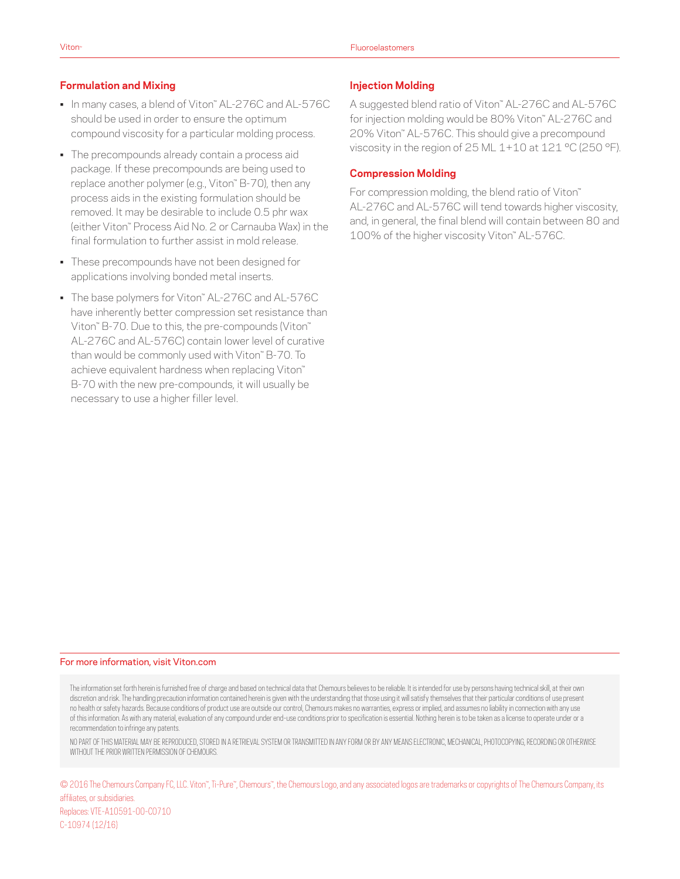## Formulation and Mixing

- In many cases, a blend of Viton™ AL-276C and AL-576C should be used in order to ensure the optimum compound viscosity for a particular molding process.
- The precompounds already contain a process aid package. If these precompounds are being used to replace another polymer (e.g., Viton™ B-70), then any process aids in the existing formulation should be removed. It may be desirable to include 0.5 phr wax (either Viton™ Process Aid No. 2 or Carnauba Wax) in the final formulation to further assist in mold release.
- These precompounds have not been designed for applications involving bonded metal inserts.
- The base polymers for Viton™ AL-276C and AL-576C have inherently better compression set resistance than Viton™ B-70. Due to this, the pre-compounds (Viton™ AL-276C and AL-576C) contain lower level of curative than would be commonly used with Viton™ B-70. To achieve equivalent hardness when replacing Viton™ B-70 with the new pre-compounds, it will usually be necessary to use a higher filler level.

## Injection Molding

A suggested blend ratio of Viton™ AL-276C and AL-576C for injection molding would be 80% Viton™ AL-276C and 20% Viton™ AL-576C. This should give a precompound viscosity in the region of 25 ML 1+10 at 121 °C (250 °F).

## Compression Molding

For compression molding, the blend ratio of Viton™ AL-276C and AL-576C will tend towards higher viscosity, and, in general, the final blend will contain between 80 and 100% of the higher viscosity Viton™ AL-576C.

For more information, visit Viton.com

The information set forth herein is furnished free of charge and based on technical data that Chemours believes to be reliable. It is intended for use by persons having technical skill, at their own discretion and risk. The handling precaution information contained herein is given with the understanding that those using it will satisfy themselves that their particular conditions of use present no health or safety hazards. Because conditions of product use are outside our control, Chemours makes no warranties, express or implied, and assumes no liability in connection with any use of this information. As with any material, evaluation of any compound under end-use conditions prior to specification is essential. Nothing herein is to be taken as a license to operate under or a recommendation to infringe any patents.

NO PART OF THIS MATERIAL MAY BE REPRODUCED, STORED IN A RETRIEVAL SYSTEM OR TRANSMITTED IN ANY FORM OR BY ANY MEANS ELECTRONIC, MECHANICAL, PHOTOCOPYING, RECORDING OR OTHERWISE WITHOUT THE PRIOR WRITTEN PERMISSION OF CHEMOURS.

© 2016 The Chemours Company FC, LLC. Viton™, Ti-Pure™, Chemours™, the Chemours Logo, and any associated logos are trademarks or copyrights of The Chemours Company, its affiliates, or subsidiaries.

Replaces: VTE-A10591-00-C0710

C-10974 (12/16)